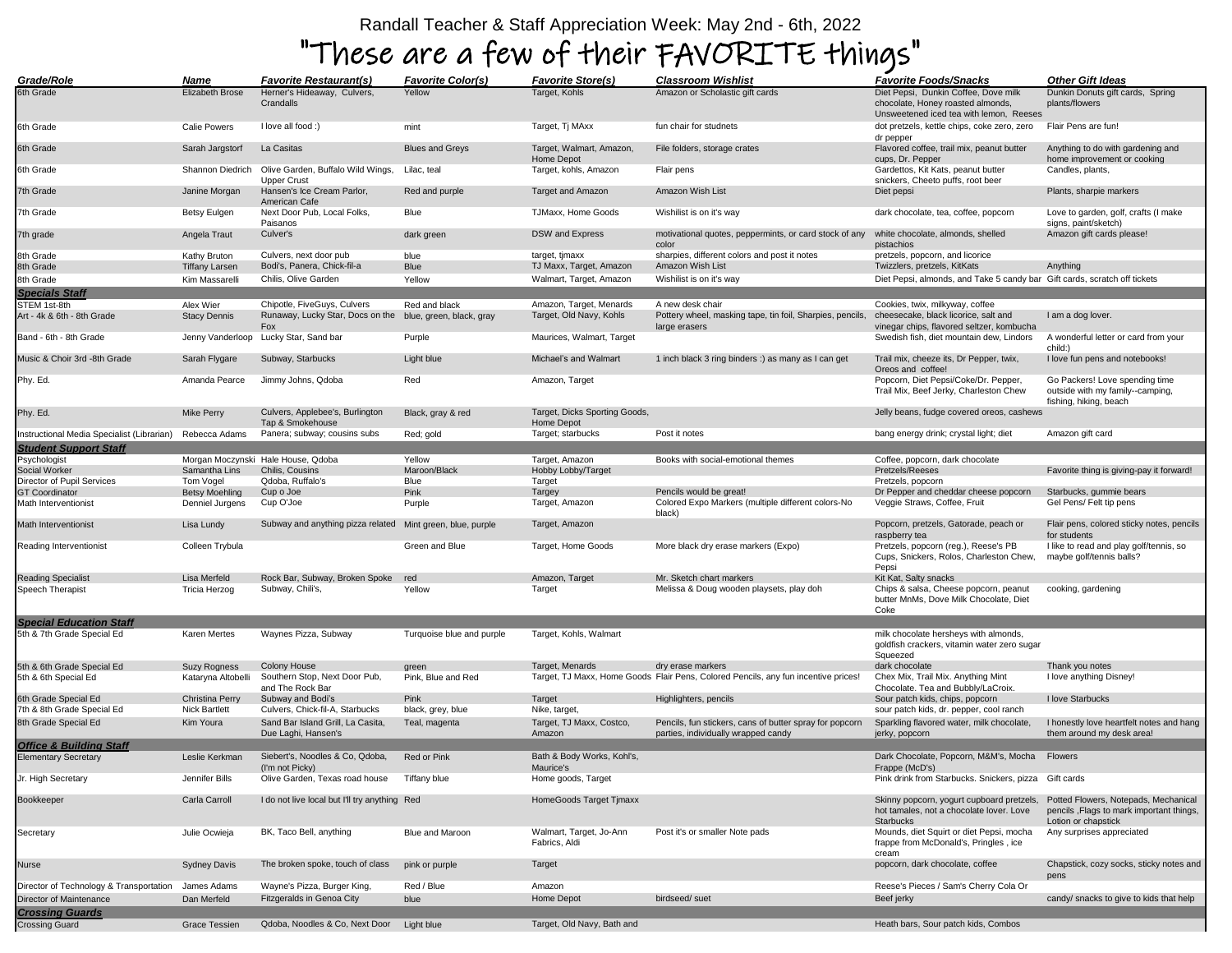# Randall Teacher & Staff Appreciation Week: May 2nd - 6th, 2022

## "These are a few of their FAVORITE things"

| Grade/Role | Name | Favorite Restaurant(s) | Favorite Color(s) | Favorite Store(s) | Classroom Wishlist | Favorite Foods/Snacks | Other Gift Ideas |
|---|---|---|---|---|---|---|---|
| 6th Grade | Elizabeth Brose | Herner's Hideaway, Culvers, Crandalls | Yellow | Target, Kohls | Amazon or Scholastic gift cards | Diet Pepsi, Dunkin Coffee, Dove milk chocolate, Honey roasted almonds, Unsweetened iced tea with lemon, Reeses | Dunkin Donuts gift cards, Spring plants/flowers |
| 6th Grade | Calie Powers | I love all food :) | mint | Target, Tj MAxx | fun chair for studnets | dot pretzels, kettle chips, coke zero, zero dr pepper | Flair Pens are fun! |
| 6th Grade | Sarah Jargstorf | La Casitas | Blues and Greys | Target, Walmart, Amazon, Home Depot | File folders, storage crates | Flavored coffee, trail mix, peanut butter cups, Dr. Pepper | Anything to do with gardening and home improvement or cooking |
| 6th Grade | Shannon Diedrich | Olive Garden, Buffalo Wild Wings, Upper Crust | Lilac, teal | Target, kohls, Amazon | Flair pens | Gardettos, Kit Kats, peanut butter snickers, Cheeto puffs, root beer | Candles, plants, |
| 7th Grade | Janine Morgan | Hansen's Ice Cream Parlor, American Cafe | Red and purple | Target and Amazon | Amazon Wish List | Diet pepsi | Plants, sharpie markers |
| 7th Grade | Betsy Eulgen | Next Door Pub, Local Folks, Paisanos | Blue | TJMaxx, Home Goods | Wishlist is on it's way | dark chocolate, tea, coffee, popcorn | Love to garden, golf, crafts (I make signs, paint/sketch) |
| 7th grade | Angela Traut | Culver's | dark green | DSW and Express | motivational quotes, peppermints, or card stock of any color | white chocolate, almonds, shelled pistachios | Amazon gift cards please! |
| 8th Grade | Kathy Bruton | Culvers, next door pub | blue | target, tjmaxx | sharpies, different colors and post it notes | pretzels, popcorn, and licorice | |
| 8th Grade | Tiffany Larsen | Bodi's, Panera, Chick-fil-a | Blue | TJ Maxx, Target, Amazon | Amazon Wish List | Twizzlers, pretzels, KitKats | Anything |
| 8th Grade | Kim Massarelli | Chilis, Olive Garden | Yellow | Walmart, Target, Amazon | Wishlist is on it's way | Diet Pepsi, almonds, and Take 5 candy bar | Gift cards, scratch off tickets |
| **Specials Staff** | | | | | | | |
| STEM 1st-8th | Alex Wier | Chipotle, FiveGuys, Culvers | Red and black | Amazon, Target, Menards | A new desk chair | Cookies, twix, milkyway, coffee | |
| Art - 4k & 6th - 8th Grade | Stacy Dennis | Runaway, Lucky Star, Docs on the Fox | blue, green, black, gray | Target, Old Navy, Kohls | Pottery wheel, masking tape, tin foil, Sharpies, pencils, large erasers | cheesecake, black licorice, salt and vinegar chips, flavored seltzer, kombucha | I am a dog lover. |
| Band - 6th - 8th Grade | Jenny Vanderloop | Lucky Star, Sand bar | Purple | Maurices, Walmart, Target | | Swedish fish, diet mountain dew, Lindors | A wonderful letter or card from your child:) |
| Music & Choir 3rd -8th Grade | Sarah Flygare | Subway, Starbucks | Light blue | Michael's and Walmart | 1 inch black 3 ring binders :) as many as I can get | Trail mix, cheeze its, Dr Pepper, twix, Oreos and coffee! | I love fun pens and notebooks! |
| Phy. Ed. | Amanda Pearce | Jimmy Johns, Qdoba | Red | Amazon, Target | | Popcorn, Diet Pepsi/Coke/Dr. Pepper, Trail Mix, Beef Jerky, Charleston Chew | Go Packers! Love spending time outside with my family--camping, fishing, hiking, beach |
| Phy. Ed. | Mike Perry | Culvers, Applebee's, Burlington Tap & Smokehouse | Black, gray & red | Target, Dicks Sporting Goods, Home Depot | | Jelly beans, fudge covered oreos, cashews | |
| Instructional Media Specialist (Librarian) | Rebecca Adams | Panera; subway; cousins subs | Red; gold | Target; starbucks | Post it notes | bang energy drink; crystal light; diet | Amazon gift card |
| **Student Support Staff** | | | | | | | |
| Psychologist | Morgan Moczynski | Hale House, Qdoba | Yellow | Target, Amazon | Books with social-emotional themes | Coffee, popcorn, dark chocolate | |
| Social Worker | Samantha Lins | Chilis, Cousins | Maroon/Black | Hobby Lobby/Target | | Pretzels/Reeses | Favorite thing is giving-pay it forward! |
| Director of Pupil Services | Tom Vogel | Qdoba, Ruffalo's | Blue | Target | | Pretzels, popcorn | |
| GT Coordinator | Betsy Moehling | Cup o Joe | Pink | Targey | Pencils would be great! | Dr Pepper and cheddar cheese popcorn | Starbucks, gummie bears |
| Math Interventionist | Denniel Jurgens | Cup O'Joe | Purple | Target, Amazon | Colored Expo Markers (multiple different colors-No black) | Veggie Straws, Coffee, Fruit | Gel Pens/ Felt tip pens |
| Math Interventionist | Lisa Lundy | Subway and anything pizza related | Mint green, blue, purple | Target, Amazon | | Popcorn, pretzels, Gatorade, peach or raspberry tea | Flair pens, colored sticky notes, pencils for students |
| Reading Interventionist | Colleen Trybula | | Green and Blue | Target, Home Goods | More black dry erase markers (Expo) | Pretzels, popcorn (reg.), Reese's PB Cups, Snickers, Rolos, Charleston Chew, Pepsi | I like to read and play golf/tennis, so maybe golf/tennis balls? |
| Reading Specialist | Lisa Merfeld | Rock Bar, Subway, Broken Spoke | red | Amazon, Target | Mr. Sketch chart markers | Kit Kat, Salty snacks | |
| Speech Therapist | Tricia Herzog | Subway, Chili's, | Yellow | Target | Melissa & Doug wooden playsets, play doh | Chips & salsa, Cheese popcorn, peanut butter MnMs, Dove Milk Chocolate, Diet Coke | cooking, gardening |
| **Special Education Staff** | | | | | | | |
| 5th & 7th Grade Special Ed | Karen Mertes | Waynes Pizza, Subway | Turquoise blue and purple | Target, Kohls, Walmart | | milk chocolate hersheys with almonds, goldfish crackers, vitamin water zero sugar Squeezed | |
| 5th & 6th Grade Special Ed | Suzy Rogness | Colony House | green | Target, Menards | dry erase markers | dark chocolate | Thank you notes |
| 5th & 6th Special Ed | Kataryna Altobelli | Southern Stop, Next Door Pub, and The Rock Bar | Pink, Blue and Red | Target, TJ Maxx, Home Goods | Flair Pens, Colored Pencils, any fun incentive prizes! | Chex Mix, Trail Mix. Anything Mint Chocolate. Tea and Bubbly/LaCroix. | I love anything Disney! |
| 6th Grade Special Ed | Christina Perry | Subway and Bodi's | Pink | Target | Highlighters, pencils | Sour patch kids, chips, popcorn | I love Starbucks |
| 7th & 8th Grade Special Ed | Nick Bartlett | Culvers, Chick-fil-A, Starbucks | black, grey, blue | Nike, target, | | sour patch kids, dr. pepper, cool ranch | |
| 8th Grade Special Ed | Kim Youra | Sand Bar Island Grill, La Casita, Due Laghi, Hansen's | Teal, magenta | Target, TJ Maxx, Costco, Amazon | Pencils, fun stickers, cans of butter spray for popcorn parties, individually wrapped candy | Sparkling flavored water, milk chocolate, jerky, popcorn | I honestly love heartfelt notes and hang them around my desk area! |
| **Office & Building Staff** | | | | | | | |
| Elementary Secretary | Leslie Kerkman | Siebert's, Noodles & Co, Qdoba, (I'm not Picky) | Red or Pink | Bath & Body Works, Kohl's, Maurice's | | Dark Chocolate, Popcorn, M&M's, Mocha Frappe (McD's) | Flowers |
| Jr. High Secretary | Jennifer Bills | Olive Garden, Texas road house | Tiffany blue | Home goods, Target | | Pink drink from Starbucks. Snickers, pizza | Gift cards |
| Bookkeeper | Carla Carroll | I do not live local but I'll try anything | Red | HomeGoods Target Tjmaxx | | Skinny popcorn, yogurt cupboard pretzels, hot tamales, not a chocolate lover. Love Starbucks | Potted Flowers, Notepads, Mechanical pencils ,Flags to mark important things, Lotion or chapstick |
| Secretary | Julie Ocwieja | BK, Taco Bell, anything | Blue and Maroon | Walmart, Target, Jo-Ann Fabrics, Aldi | Post it's or smaller Note pads | Mounds, diet Squirt or diet Pepsi, mocha frappe from McDonald's, Pringles , ice cream | Any surprises appreciated |
| Nurse | Sydney Davis | The broken spoke, touch of class | pink or purple | Target | | popcorn, dark chocolate, coffee | Chapstick, cozy socks, sticky notes and pens |
| Director of Technology & Transportation | James Adams | Wayne's Pizza, Burger King, | Red / Blue | Amazon | | Reese's Pieces / Sam's Cherry Cola Or | |
| Director of Maintenance | Dan Merfeld | Fitzgeralds in Genoa City | blue | Home Depot | birdseed/ suet | Beef jerky | candy/ snacks to give to kids that help |
| **Crossing Guards** | | | | | | | |
| Crossing Guard | Grace Tessien | Qdoba, Noodles & Co, Next Door | Light blue | Target, Old Navy, Bath and | | Heath bars, Sour patch kids, Combos | |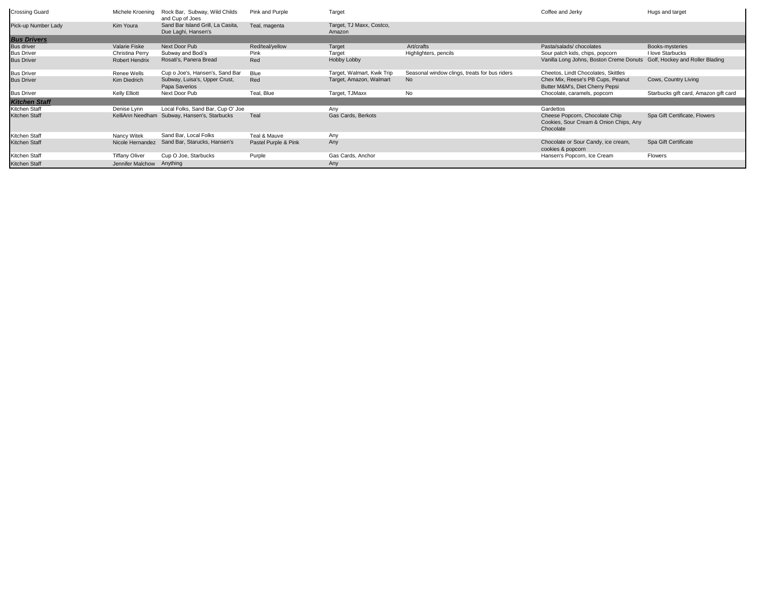| | | | | | | | |
|---|---|---|---|---|---|---|---|
| Crossing Guard | Michele Kroening | Rock Bar, Subway, Wild Childs and Cup of Joes | Pink and Purple | Target | | Coffee and Jerky | Hugs and target |
| Pick-up Number Lady | Kim Youra | Sand Bar Island Grill, La Casita, Due Laghi, Hansen's | Teal, magenta | Target, TJ Maxx, Costco, Amazon | | | |
| ***Bus Drivers*** | | | | | | | |
| Bus driver | Valarie Fiske | Next Door Pub | Red/teal/yellow | Target | Art/crafts | Pasta/salads/ chocolates | Books-mysteries |
| Bus Driver | Christina Perry | Subway and Bodi's | Pink | Target | Highlighters, pencils | Sour patch kids, chips, popcorn | I love Starbucks |
| Bus Driver | Robert Hendrix | Rosati's, Panera Bread | Red | Hobby Lobby | | Vanilla Long Johns, Boston Creme Donuts | Golf, Hockey and Roller Blading |
| Bus Driver | Renee Wells | Cup o Joe's, Hansen's, Sand Bar | Blue | Target, Walmart, Kwik Trip | Seasonal window clings, treats for bus riders | Cheetos, Lindt Chocolates, Skittles | |
| Bus Driver | Kim Diedrich | Subway, Luisa's, Upper Crust, Papa Saverios | Red | Target, Amazon, Walmart | No | Chex Mix, Reese's PB Cups, Peanut Butter M&M's, Diet Cherry Pepsi | Cows, Country Living |
| Bus Driver | Kelly Elliott | Next Door Pub | Teal, Blue | Target, TJMaxx | No | Chocolate, caramels, popcorn | Starbucks gift card, Amazon gift card |
| ***Kitchen Staff*** | | | | | | | |
| Kitchen Staff | Denise Lynn | Local Folks, Sand Bar, Cup O' Joe | | Any | | Gardettos | |
| Kitchen Staff | KelliAnn Needham | Subway, Hansen's, Starbucks | Teal | Gas Cards, Berkots | | Cheese Popcorn, Chocolate Chip Cookies, Sour Cream & Onion Chips, Any Chocolate | Spa Gift Certificate, Flowers |
| Kitchen Staff | Nancy Witek | Sand Bar, Local Folks | Teal & Mauve | Any | | | |
| Kitchen Staff | Nicole Hernandez | Sand Bar, Starucks, Hansen's | Pastel Purple & Pink | Any | | Chocolate or Sour Candy, ice cream, cookies & popcorn | Spa Gift Certificate |
| Kitchen Staff | Tiffany Oliver | Cup O Joe, Starbucks | Purple | Gas Cards, Anchor | | Hansen's Popcorn, Ice Cream | Flowers |
| Kitchen Staff | Jennifer Malchow | Anything | | Any | | | |